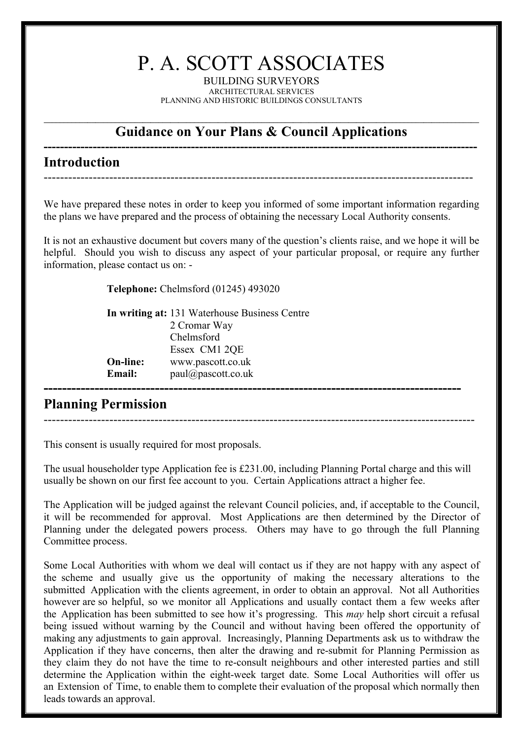# P. A. SCOTT ASSOCIATES

BUILDING SURVEYORS
ARCHITECTURAL SERVICES
PLANNING AND HISTORIC BUILDINGS CONSULTANTS

## Guidance on Your Plans & Council Applications

## Introduction

We have prepared these notes in order to keep you informed of some important information regarding the plans we have prepared and the process of obtaining the necessary Local Authority consents.

It is not an exhaustive document but covers many of the question's clients raise, and we hope it will be helpful. Should you wish to discuss any aspect of your particular proposal, or require any further information, please contact us on: -

**Telephone:** Chelmsford (01245) 493020

**In writing at:** 131 Waterhouse Business Centre
2 Cromar Way
Chelmsford
Essex CM1 2QE

**On-line:** www.pascott.co.uk

**Email:** paul@pascott.co.uk

## Planning Permission

This consent is usually required for most proposals.

The usual householder type Application fee is £231.00, including Planning Portal charge and this will usually be shown on our first fee account to you. Certain Applications attract a higher fee.

The Application will be judged against the relevant Council policies, and, if acceptable to the Council, it will be recommended for approval. Most Applications are then determined by the Director of Planning under the delegated powers process. Others may have to go through the full Planning Committee process.

Some Local Authorities with whom we deal will contact us if they are not happy with any aspect of the scheme and usually give us the opportunity of making the necessary alterations to the submitted Application with the clients agreement, in order to obtain an approval. Not all Authorities however are so helpful, so we monitor all Applications and usually contact them a few weeks after the Application has been submitted to see how it's progressing. This *may* help short circuit a refusal being issued without warning by the Council and without having been offered the opportunity of making any adjustments to gain approval. Increasingly, Planning Departments ask us to withdraw the Application if they have concerns, then alter the drawing and re-submit for Planning Permission as they claim they do not have the time to re-consult neighbours and other interested parties and still determine the Application within the eight-week target date. Some Local Authorities will offer us an Extension of Time, to enable them to complete their evaluation of the proposal which normally then leads towards an approval.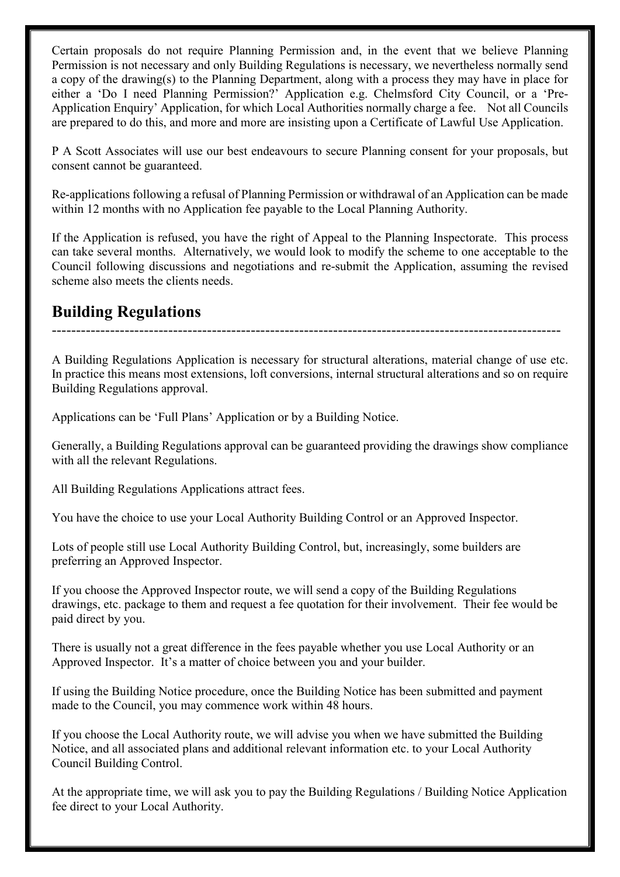Certain proposals do not require Planning Permission and, in the event that we believe Planning Permission is not necessary and only Building Regulations is necessary, we nevertheless normally send a copy of the drawing(s) to the Planning Department, along with a process they may have in place for either a 'Do I need Planning Permission?' Application e.g. Chelmsford City Council, or a 'Pre-Application Enquiry' Application, for which Local Authorities normally charge a fee. Not all Councils are prepared to do this, and more and more are insisting upon a Certificate of Lawful Use Application.

P A Scott Associates will use our best endeavours to secure Planning consent for your proposals, but consent cannot be guaranteed.

Re-applications following a refusal of Planning Permission or withdrawal of an Application can be made within 12 months with no Application fee payable to the Local Planning Authority.

If the Application is refused, you have the right of Appeal to the Planning Inspectorate. This process can take several months. Alternatively, we would look to modify the scheme to one acceptable to the Council following discussions and negotiations and re-submit the Application, assuming the revised scheme also meets the clients needs.

## Building Regulations

---

A Building Regulations Application is necessary for structural alterations, material change of use etc. In practice this means most extensions, loft conversions, internal structural alterations and so on require Building Regulations approval.

Applications can be 'Full Plans' Application or by a Building Notice.

Generally, a Building Regulations approval can be guaranteed providing the drawings show compliance with all the relevant Regulations.

All Building Regulations Applications attract fees.

You have the choice to use your Local Authority Building Control or an Approved Inspector.

Lots of people still use Local Authority Building Control, but, increasingly, some builders are preferring an Approved Inspector.

If you choose the Approved Inspector route, we will send a copy of the Building Regulations drawings, etc. package to them and request a fee quotation for their involvement. Their fee would be paid direct by you.

There is usually not a great difference in the fees payable whether you use Local Authority or an Approved Inspector. It's a matter of choice between you and your builder.

If using the Building Notice procedure, once the Building Notice has been submitted and payment made to the Council, you may commence work within 48 hours.

If you choose the Local Authority route, we will advise you when we have submitted the Building Notice, and all associated plans and additional relevant information etc. to your Local Authority Council Building Control.

At the appropriate time, we will ask you to pay the Building Regulations / Building Notice Application fee direct to your Local Authority.